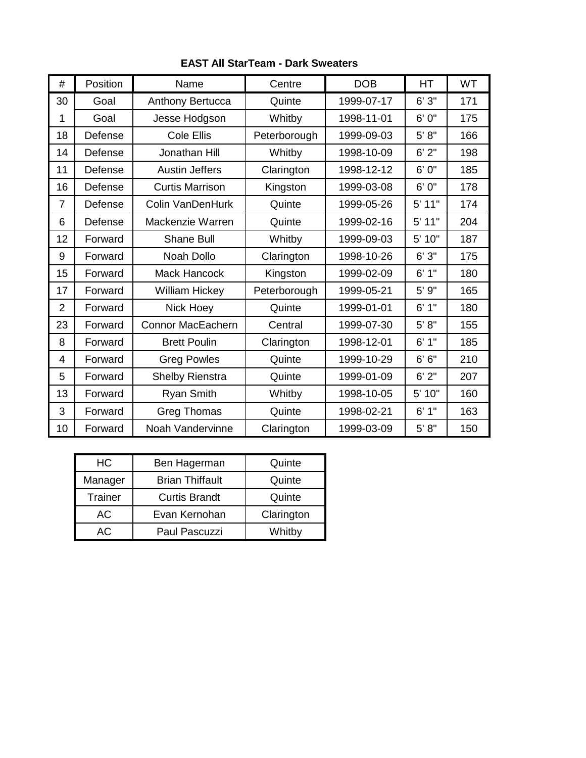**EAST All StarTeam - Dark Sweaters**

| # | Position | Name | Centre | DOB | HT | WT |
|---|---|---|---|---|---|---|
| 30 | Goal | Anthony Bertucca | Quinte | 1999-07-17 | 6' 3" | 171 |
| 1 | Goal | Jesse Hodgson | Whitby | 1998-11-01 | 6' 0" | 175 |
| 18 | Defense | Cole Ellis | Peterborough | 1999-09-03 | 5' 8" | 166 |
| 14 | Defense | Jonathan Hill | Whitby | 1998-10-09 | 6' 2" | 198 |
| 11 | Defense | Austin Jeffers | Clarington | 1998-12-12 | 6' 0" | 185 |
| 16 | Defense | Curtis Marrison | Kingston | 1999-03-08 | 6' 0" | 178 |
| 7 | Defense | Colin VanDenHurk | Quinte | 1999-05-26 | 5' 11" | 174 |
| 6 | Defense | Mackenzie Warren | Quinte | 1999-02-16 | 5' 11" | 204 |
| 12 | Forward | Shane Bull | Whitby | 1999-09-03 | 5' 10" | 187 |
| 9 | Forward | Noah Dollo | Clarington | 1998-10-26 | 6' 3" | 175 |
| 15 | Forward | Mack Hancock | Kingston | 1999-02-09 | 6' 1" | 180 |
| 17 | Forward | William Hickey | Peterborough | 1999-05-21 | 5' 9" | 165 |
| 2 | Forward | Nick Hoey | Quinte | 1999-01-01 | 6' 1" | 180 |
| 23 | Forward | Connor MacEachern | Central | 1999-07-30 | 5' 8" | 155 |
| 8 | Forward | Brett Poulin | Clarington | 1998-12-01 | 6' 1" | 185 |
| 4 | Forward | Greg Powles | Quinte | 1999-10-29 | 6' 6" | 210 |
| 5 | Forward | Shelby Rienstra | Quinte | 1999-01-09 | 6' 2" | 207 |
| 13 | Forward | Ryan Smith | Whitby | 1998-10-05 | 5' 10" | 160 |
| 3 | Forward | Greg Thomas | Quinte | 1998-02-21 | 6' 1" | 163 |
| 10 | Forward | Noah Vandervinne | Clarington | 1999-03-09 | 5' 8" | 150 |

| Role | Name | Centre |
|---|---|---|
| HC | Ben Hagerman | Quinte |
| Manager | Brian Thiffault | Quinte |
| Trainer | Curtis Brandt | Quinte |
| AC | Evan Kernohan | Clarington |
| AC | Paul Pascuzzi | Whitby |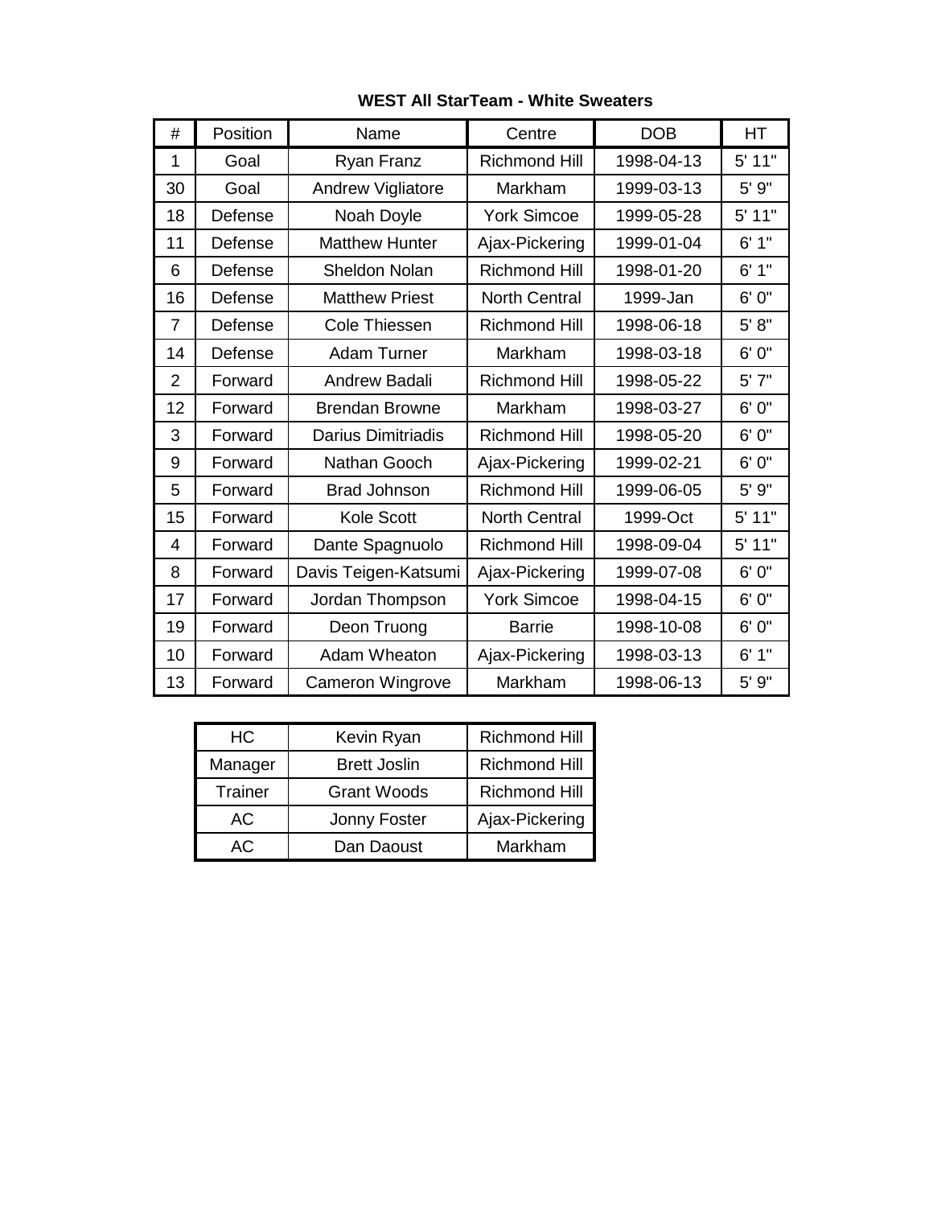**WEST All StarTeam - White Sweaters**

| # | Position | Name | Centre | DOB | HT |
|---|---|---|---|---|---|
| 1 | Goal | Ryan Franz | Richmond Hill | 1998-04-13 | 5' 11" |
| 30 | Goal | Andrew Vigliatore | Markham | 1999-03-13 | 5' 9" |
| 18 | Defense | Noah Doyle | York Simcoe | 1999-05-28 | 5' 11" |
| 11 | Defense | Matthew Hunter | Ajax-Pickering | 1999-01-04 | 6' 1" |
| 6 | Defense | Sheldon Nolan | Richmond Hill | 1998-01-20 | 6' 1" |
| 16 | Defense | Matthew Priest | North Central | 1999-Jan | 6' 0" |
| 7 | Defense | Cole Thiessen | Richmond Hill | 1998-06-18 | 5' 8" |
| 14 | Defense | Adam Turner | Markham | 1998-03-18 | 6' 0" |
| 2 | Forward | Andrew Badali | Richmond Hill | 1998-05-22 | 5' 7" |
| 12 | Forward | Brendan Browne | Markham | 1998-03-27 | 6' 0" |
| 3 | Forward | Darius Dimitriadis | Richmond Hill | 1998-05-20 | 6' 0" |
| 9 | Forward | Nathan Gooch | Ajax-Pickering | 1999-02-21 | 6' 0" |
| 5 | Forward | Brad Johnson | Richmond Hill | 1999-06-05 | 5' 9" |
| 15 | Forward | Kole Scott | North Central | 1999-Oct | 5' 11" |
| 4 | Forward | Dante Spagnuolo | Richmond Hill | 1998-09-04 | 5' 11" |
| 8 | Forward | Davis Teigen-Katsumi | Ajax-Pickering | 1999-07-08 | 6' 0" |
| 17 | Forward | Jordan Thompson | York Simcoe | 1998-04-15 | 6' 0" |
| 19 | Forward | Deon Truong | Barrie | 1998-10-08 | 6' 0" |
| 10 | Forward | Adam Wheaton | Ajax-Pickering | 1998-03-13 | 6' 1" |
| 13 | Forward | Cameron Wingrove | Markham | 1998-06-13 | 5' 9" |

| Role | Name | Centre |
|---|---|---|
| HC | Kevin Ryan | Richmond Hill |
| Manager | Brett Joslin | Richmond Hill |
| Trainer | Grant Woods | Richmond Hill |
| AC | Jonny Foster | Ajax-Pickering |
| AC | Dan Daoust | Markham |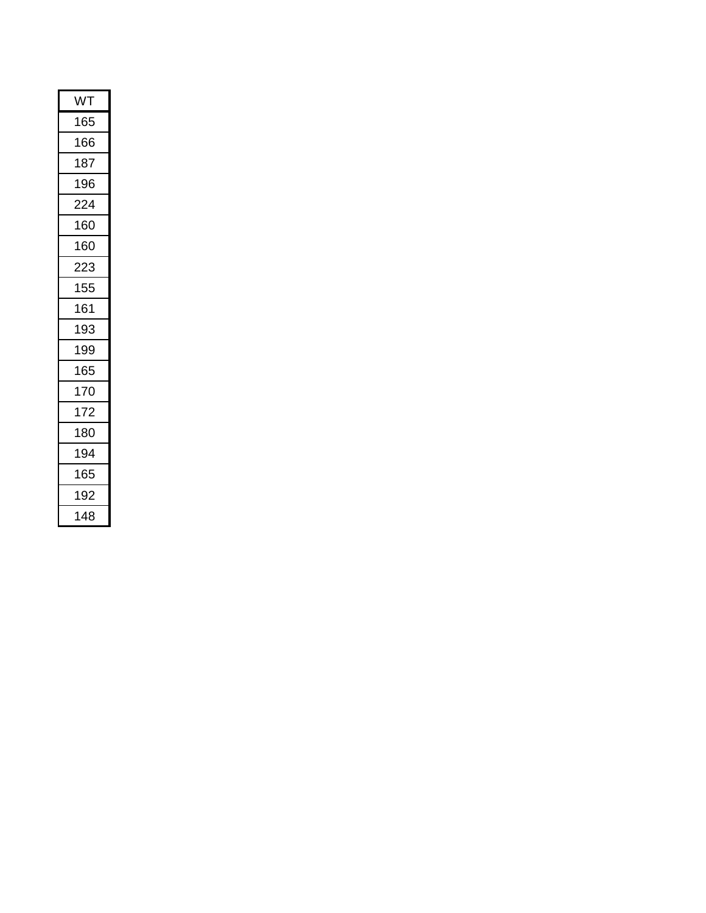| WT |
| --- |
| 165 |
| 166 |
| 187 |
| 196 |
| 224 |
| 160 |
| 160 |
| 223 |
| 155 |
| 161 |
| 193 |
| 199 |
| 165 |
| 170 |
| 172 |
| 180 |
| 194 |
| 165 |
| 192 |
| 148 |